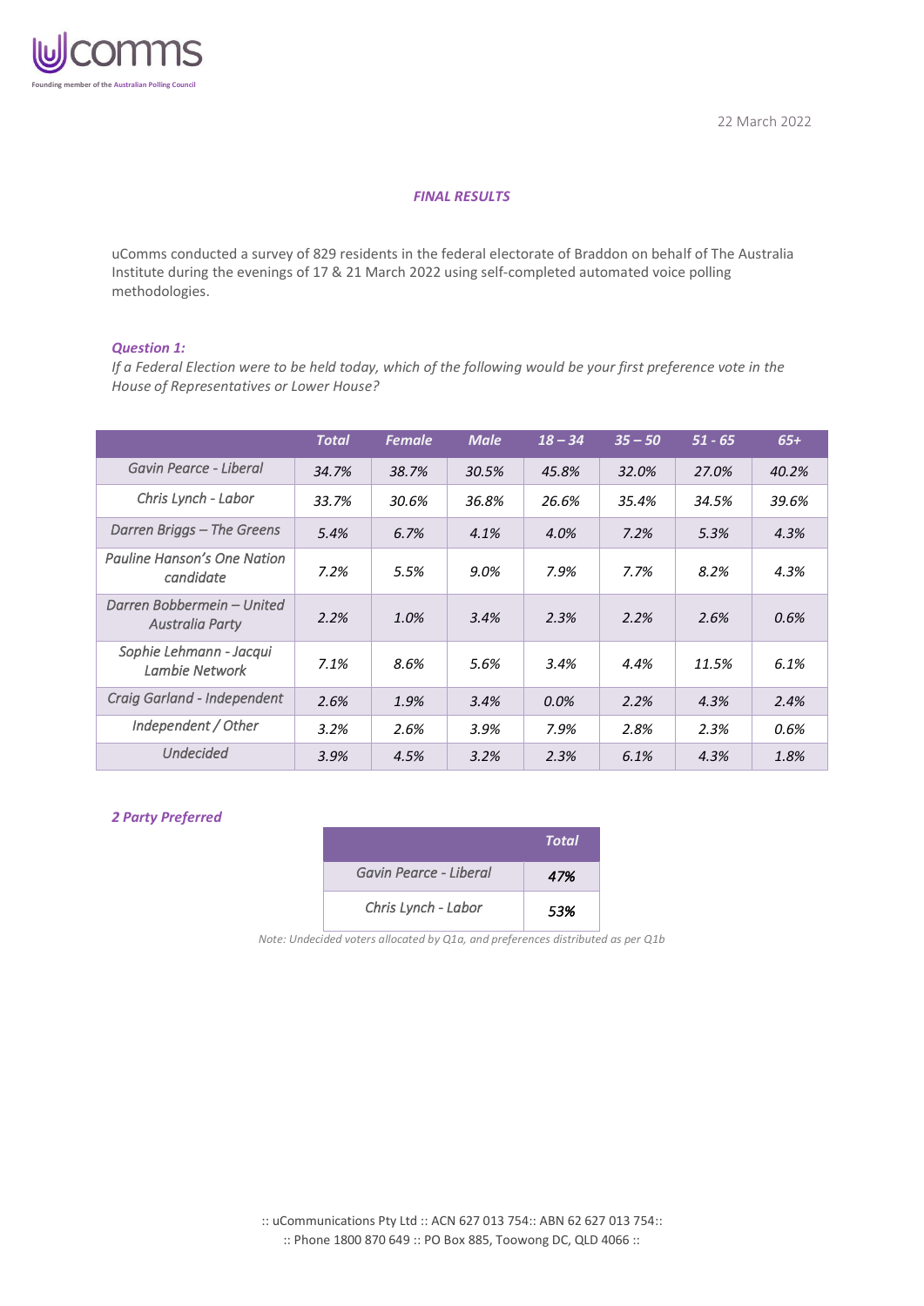22 March 2022

***FINAL RESULTS***

uComms conducted a survey of 829 residents in the federal electorate of Braddon on behalf of The Australia Institute during the evenings of 17 & 21 March 2022 using self-completed automated voice polling methodologies.

***Question 1:***

*If a Federal Election were to be held today, which of the following would be your first preference vote in the House of Representatives or Lower House?*

| | Total | Female | Male | 18 – 34 | 35 – 50 | 51 - 65 | 65+ |
|---|---|---|---|---|---|---|---|
| Gavin Pearce - Liberal | 34.7% | 38.7% | 30.5% | 45.8% | 32.0% | 27.0% | 40.2% |
| Chris Lynch - Labor | 33.7% | 30.6% | 36.8% | 26.6% | 35.4% | 34.5% | 39.6% |
| Darren Briggs – The Greens | 5.4% | 6.7% | 4.1% | 4.0% | 7.2% | 5.3% | 4.3% |
| Pauline Hanson's One Nation candidate | 7.2% | 5.5% | 9.0% | 7.9% | 7.7% | 8.2% | 4.3% |
| Darren Bobbermein – United Australia Party | 2.2% | 1.0% | 3.4% | 2.3% | 2.2% | 2.6% | 0.6% |
| Sophie Lehmann - Jacqui Lambie Network | 7.1% | 8.6% | 5.6% | 3.4% | 4.4% | 11.5% | 6.1% |
| Craig Garland - Independent | 2.6% | 1.9% | 3.4% | 0.0% | 2.2% | 4.3% | 2.4% |
| Independent / Other | 3.2% | 2.6% | 3.9% | 7.9% | 2.8% | 2.3% | 0.6% |
| Undecided | 3.9% | 4.5% | 3.2% | 2.3% | 6.1% | 4.3% | 1.8% |

***2 Party Preferred***

| | Total |
|---|---|
| Gavin Pearce - Liberal | 47% |
| Chris Lynch - Labor | 53% |

*Note: Undecided voters allocated by Q1a, and preferences distributed as per Q1b*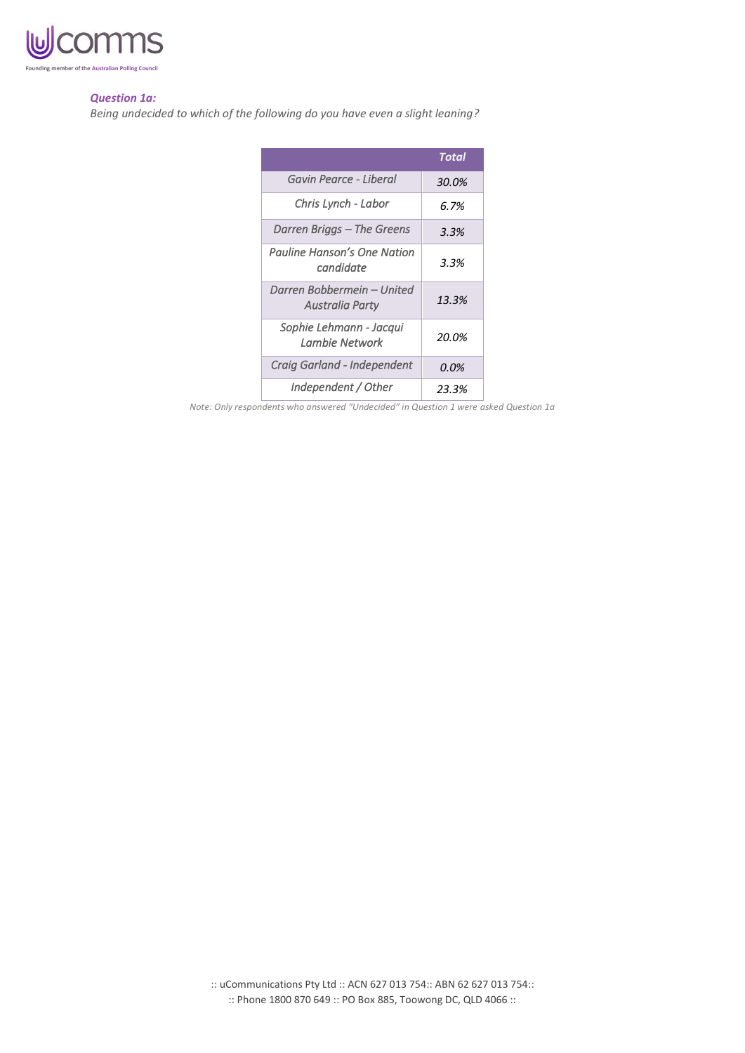***Question 1a:***

*Being undecided to which of the following do you have even a slight leaning?*

| | ***Total*** |
|---|---|
| *Gavin Pearce - Liberal* | *30.0%* |
| *Chris Lynch - Labor* | *6.7%* |
| *Darren Briggs – The Greens* | *3.3%* |
| *Pauline Hanson's One Nation candidate* | *3.3%* |
| *Darren Bobbermein – United Australia Party* | *13.3%* |
| *Sophie Lehmann - Jacqui Lambie Network* | *20.0%* |
| *Craig Garland - Independent* | *0.0%* |
| *Independent / Other* | *23.3%* |

*Note: Only respondents who answered "Undecided" in Question 1 were asked Question 1a*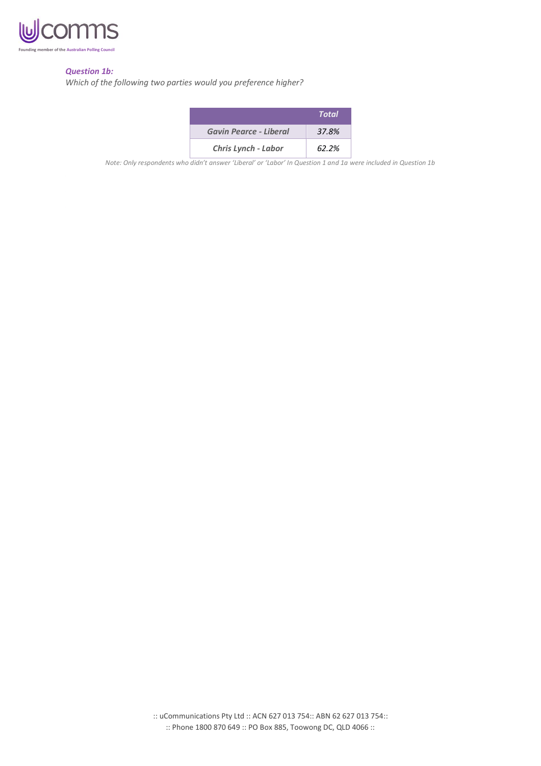***Question 1b:***

*Which of the following two parties would you preference higher?*

| | ***Total*** |
|---|---|
| ***Gavin Pearce - Liberal*** | *37.8%* |
| ***Chris Lynch - Labor*** | *62.2%* |

*Note: Only respondents who didn't answer 'Liberal' or 'Labor' In Question 1 and 1a were included in Question 1b*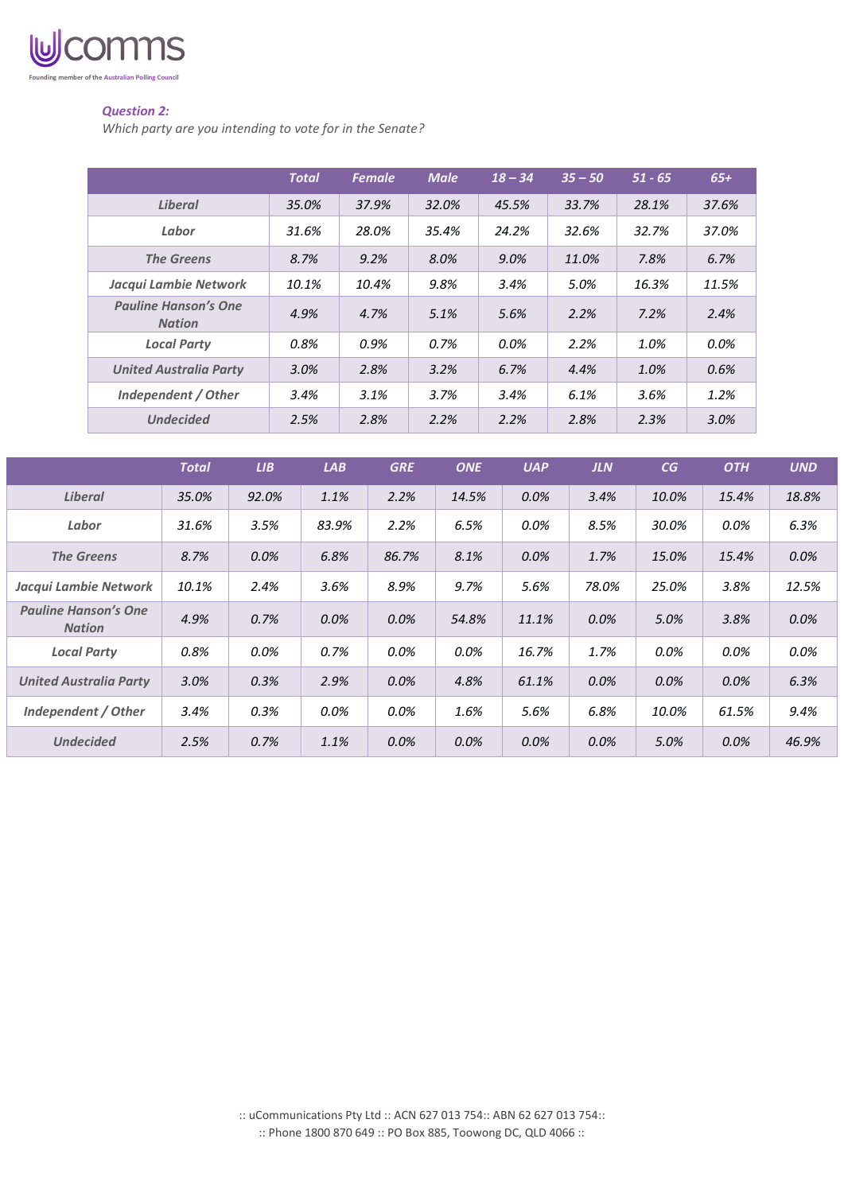***Question 2:***

*Which party are you intending to vote for in the Senate?*

| | Total | Female | Male | 18 – 34 | 35 – 50 | 51 - 65 | 65+ |
|---|---|---|---|---|---|---|---|
| Liberal | 35.0% | 37.9% | 32.0% | 45.5% | 33.7% | 28.1% | 37.6% |
| Labor | 31.6% | 28.0% | 35.4% | 24.2% | 32.6% | 32.7% | 37.0% |
| The Greens | 8.7% | 9.2% | 8.0% | 9.0% | 11.0% | 7.8% | 6.7% |
| Jacqui Lambie Network | 10.1% | 10.4% | 9.8% | 3.4% | 5.0% | 16.3% | 11.5% |
| Pauline Hanson's One Nation | 4.9% | 4.7% | 5.1% | 5.6% | 2.2% | 7.2% | 2.4% |
| Local Party | 0.8% | 0.9% | 0.7% | 0.0% | 2.2% | 1.0% | 0.0% |
| United Australia Party | 3.0% | 2.8% | 3.2% | 6.7% | 4.4% | 1.0% | 0.6% |
| Independent / Other | 3.4% | 3.1% | 3.7% | 3.4% | 6.1% | 3.6% | 1.2% |
| Undecided | 2.5% | 2.8% | 2.2% | 2.2% | 2.8% | 2.3% | 3.0% |

| | Total | LIB | LAB | GRE | ONE | UAP | JLN | CG | OTH | UND |
|---|---|---|---|---|---|---|---|---|---|---|
| Liberal | 35.0% | 92.0% | 1.1% | 2.2% | 14.5% | 0.0% | 3.4% | 10.0% | 15.4% | 18.8% |
| Labor | 31.6% | 3.5% | 83.9% | 2.2% | 6.5% | 0.0% | 8.5% | 30.0% | 0.0% | 6.3% |
| The Greens | 8.7% | 0.0% | 6.8% | 86.7% | 8.1% | 0.0% | 1.7% | 15.0% | 15.4% | 0.0% |
| Jacqui Lambie Network | 10.1% | 2.4% | 3.6% | 8.9% | 9.7% | 5.6% | 78.0% | 25.0% | 3.8% | 12.5% |
| Pauline Hanson's One Nation | 4.9% | 0.7% | 0.0% | 0.0% | 54.8% | 11.1% | 0.0% | 5.0% | 3.8% | 0.0% |
| Local Party | 0.8% | 0.0% | 0.7% | 0.0% | 0.0% | 16.7% | 1.7% | 0.0% | 0.0% | 0.0% |
| United Australia Party | 3.0% | 0.3% | 2.9% | 0.0% | 4.8% | 61.1% | 0.0% | 0.0% | 0.0% | 6.3% |
| Independent / Other | 3.4% | 0.3% | 0.0% | 0.0% | 1.6% | 5.6% | 6.8% | 10.0% | 61.5% | 9.4% |
| Undecided | 2.5% | 0.7% | 1.1% | 0.0% | 0.0% | 0.0% | 0.0% | 5.0% | 0.0% | 46.9% |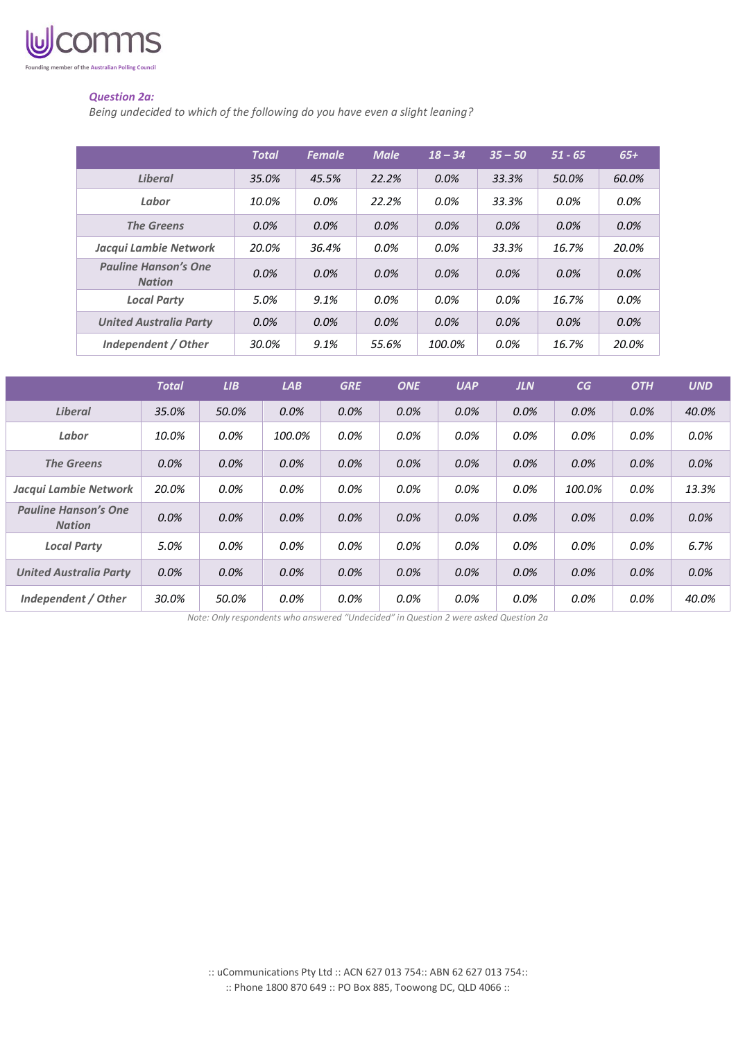***Question 2a:***

*Being undecided to which of the following do you have even a slight leaning?*

| | Total | Female | Male | 18 – 34 | 35 – 50 | 51 - 65 | 65+ |
|---|---|---|---|---|---|---|---|
| **Liberal** | 35.0% | 45.5% | 22.2% | 0.0% | 33.3% | 50.0% | 60.0% |
| **Labor** | 10.0% | 0.0% | 22.2% | 0.0% | 33.3% | 0.0% | 0.0% |
| **The Greens** | 0.0% | 0.0% | 0.0% | 0.0% | 0.0% | 0.0% | 0.0% |
| **Jacqui Lambie Network** | 20.0% | 36.4% | 0.0% | 0.0% | 33.3% | 16.7% | 20.0% |
| **Pauline Hanson's One Nation** | 0.0% | 0.0% | 0.0% | 0.0% | 0.0% | 0.0% | 0.0% |
| **Local Party** | 5.0% | 9.1% | 0.0% | 0.0% | 0.0% | 16.7% | 0.0% |
| **United Australia Party** | 0.0% | 0.0% | 0.0% | 0.0% | 0.0% | 0.0% | 0.0% |
| **Independent / Other** | 30.0% | 9.1% | 55.6% | 100.0% | 0.0% | 16.7% | 20.0% |

| | Total | LIB | LAB | GRE | ONE | UAP | JLN | CG | OTH | UND |
|---|---|---|---|---|---|---|---|---|---|---|
| **Liberal** | 35.0% | 50.0% | 0.0% | 0.0% | 0.0% | 0.0% | 0.0% | 0.0% | 0.0% | 40.0% |
| **Labor** | 10.0% | 0.0% | 100.0% | 0.0% | 0.0% | 0.0% | 0.0% | 0.0% | 0.0% | 0.0% |
| **The Greens** | 0.0% | 0.0% | 0.0% | 0.0% | 0.0% | 0.0% | 0.0% | 0.0% | 0.0% | 0.0% |
| **Jacqui Lambie Network** | 20.0% | 0.0% | 0.0% | 0.0% | 0.0% | 0.0% | 0.0% | 100.0% | 0.0% | 13.3% |
| **Pauline Hanson's One Nation** | 0.0% | 0.0% | 0.0% | 0.0% | 0.0% | 0.0% | 0.0% | 0.0% | 0.0% | 0.0% |
| **Local Party** | 5.0% | 0.0% | 0.0% | 0.0% | 0.0% | 0.0% | 0.0% | 0.0% | 0.0% | 6.7% |
| **United Australia Party** | 0.0% | 0.0% | 0.0% | 0.0% | 0.0% | 0.0% | 0.0% | 0.0% | 0.0% | 0.0% |
| **Independent / Other** | 30.0% | 50.0% | 0.0% | 0.0% | 0.0% | 0.0% | 0.0% | 0.0% | 0.0% | 40.0% |

*Note: Only respondents who answered "Undecided" in Question 2 were asked Question 2a*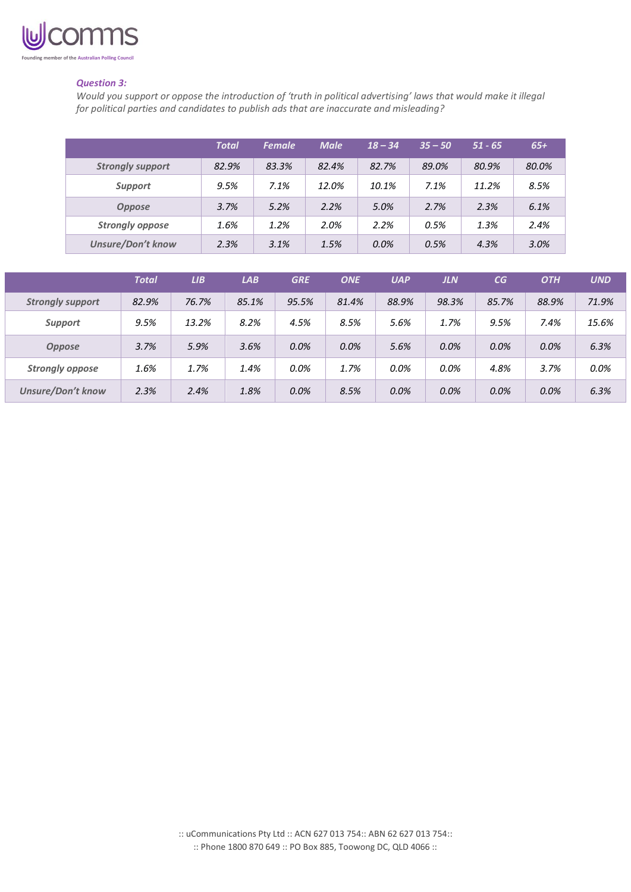*Question 3:*

*Would you support or oppose the introduction of 'truth in political advertising' laws that would make it illegal for political parties and candidates to publish ads that are inaccurate and misleading?*

| | Total | Female | Male | 18 – 34 | 35 – 50 | 51 - 65 | 65+ |
|---|---|---|---|---|---|---|---|
| Strongly support | 82.9% | 83.3% | 82.4% | 82.7% | 89.0% | 80.9% | 80.0% |
| Support | 9.5% | 7.1% | 12.0% | 10.1% | 7.1% | 11.2% | 8.5% |
| Oppose | 3.7% | 5.2% | 2.2% | 5.0% | 2.7% | 2.3% | 6.1% |
| Strongly oppose | 1.6% | 1.2% | 2.0% | 2.2% | 0.5% | 1.3% | 2.4% |
| Unsure/Don't know | 2.3% | 3.1% | 1.5% | 0.0% | 0.5% | 4.3% | 3.0% |

| | Total | LIB | LAB | GRE | ONE | UAP | JLN | CG | OTH | UND |
|---|---|---|---|---|---|---|---|---|---|---|
| Strongly support | 82.9% | 76.7% | 85.1% | 95.5% | 81.4% | 88.9% | 98.3% | 85.7% | 88.9% | 71.9% |
| Support | 9.5% | 13.2% | 8.2% | 4.5% | 8.5% | 5.6% | 1.7% | 9.5% | 7.4% | 15.6% |
| Oppose | 3.7% | 5.9% | 3.6% | 0.0% | 0.0% | 5.6% | 0.0% | 0.0% | 0.0% | 6.3% |
| Strongly oppose | 1.6% | 1.7% | 1.4% | 0.0% | 1.7% | 0.0% | 0.0% | 4.8% | 3.7% | 0.0% |
| Unsure/Don't know | 2.3% | 2.4% | 1.8% | 0.0% | 8.5% | 0.0% | 0.0% | 0.0% | 0.0% | 6.3% |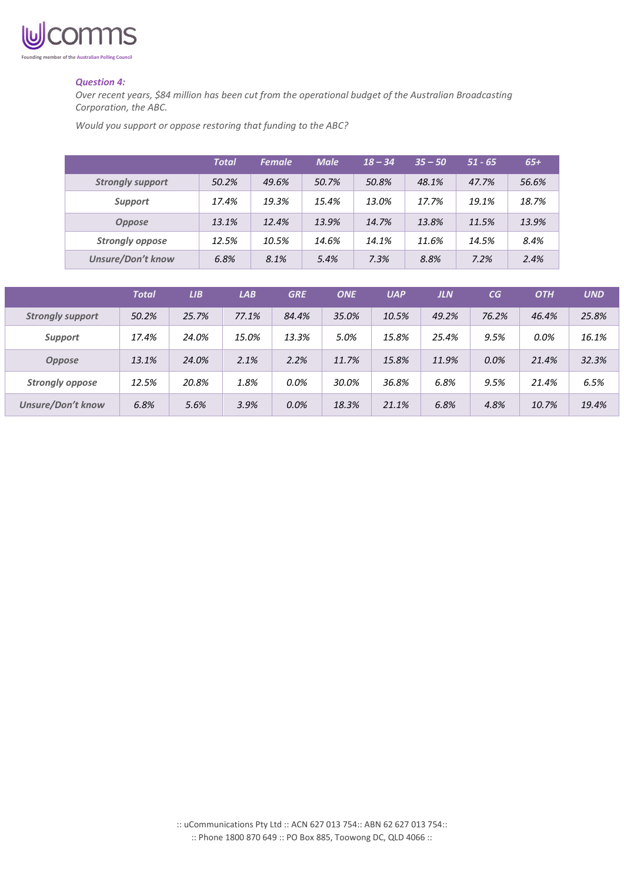### *Question 4:*

*Over recent years, $84 million has been cut from the operational budget of the Australian Broadcasting Corporation, the ABC.*

*Would you support or oppose restoring that funding to the ABC?*

| | Total | Female | Male | 18 – 34 | 35 – 50 | 51 - 65 | 65+ |
|---|---|---|---|---|---|---|---|
| Strongly support | 50.2% | 49.6% | 50.7% | 50.8% | 48.1% | 47.7% | 56.6% |
| Support | 17.4% | 19.3% | 15.4% | 13.0% | 17.7% | 19.1% | 18.7% |
| Oppose | 13.1% | 12.4% | 13.9% | 14.7% | 13.8% | 11.5% | 13.9% |
| Strongly oppose | 12.5% | 10.5% | 14.6% | 14.1% | 11.6% | 14.5% | 8.4% |
| Unsure/Don't know | 6.8% | 8.1% | 5.4% | 7.3% | 8.8% | 7.2% | 2.4% |

| | Total | LIB | LAB | GRE | ONE | UAP | JLN | CG | OTH | UND |
|---|---|---|---|---|---|---|---|---|---|---|
| Strongly support | 50.2% | 25.7% | 77.1% | 84.4% | 35.0% | 10.5% | 49.2% | 76.2% | 46.4% | 25.8% |
| Support | 17.4% | 24.0% | 15.0% | 13.3% | 5.0% | 15.8% | 25.4% | 9.5% | 0.0% | 16.1% |
| Oppose | 13.1% | 24.0% | 2.1% | 2.2% | 11.7% | 15.8% | 11.9% | 0.0% | 21.4% | 32.3% |
| Strongly oppose | 12.5% | 20.8% | 1.8% | 0.0% | 30.0% | 36.8% | 6.8% | 9.5% | 21.4% | 6.5% |
| Unsure/Don't know | 6.8% | 5.6% | 3.9% | 0.0% | 18.3% | 21.1% | 6.8% | 4.8% | 10.7% | 19.4% |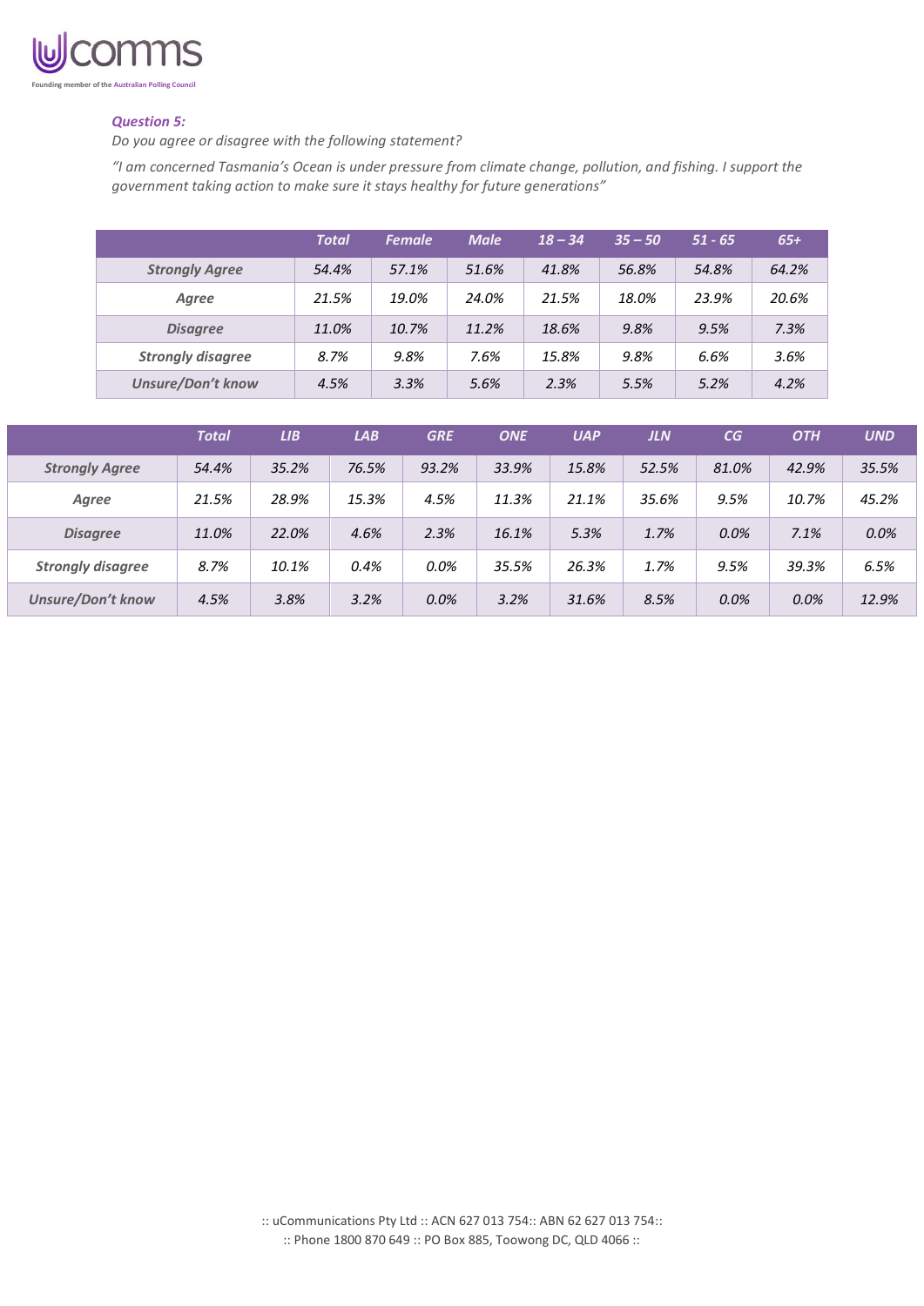*Question 5:*

*Do you agree or disagree with the following statement?*

*"I am concerned Tasmania's Ocean is under pressure from climate change, pollution, and fishing. I support the government taking action to make sure it stays healthy for future generations"*

| | Total | Female | Male | 18 – 34 | 35 – 50 | 51 - 65 | 65+ |
|---|---|---|---|---|---|---|---|
| Strongly Agree | 54.4% | 57.1% | 51.6% | 41.8% | 56.8% | 54.8% | 64.2% |
| Agree | 21.5% | 19.0% | 24.0% | 21.5% | 18.0% | 23.9% | 20.6% |
| Disagree | 11.0% | 10.7% | 11.2% | 18.6% | 9.8% | 9.5% | 7.3% |
| Strongly disagree | 8.7% | 9.8% | 7.6% | 15.8% | 9.8% | 6.6% | 3.6% |
| Unsure/Don't know | 4.5% | 3.3% | 5.6% | 2.3% | 5.5% | 5.2% | 4.2% |

| | Total | LIB | LAB | GRE | ONE | UAP | JLN | CG | OTH | UND |
|---|---|---|---|---|---|---|---|---|---|---|
| Strongly Agree | 54.4% | 35.2% | 76.5% | 93.2% | 33.9% | 15.8% | 52.5% | 81.0% | 42.9% | 35.5% |
| Agree | 21.5% | 28.9% | 15.3% | 4.5% | 11.3% | 21.1% | 35.6% | 9.5% | 10.7% | 45.2% |
| Disagree | 11.0% | 22.0% | 4.6% | 2.3% | 16.1% | 5.3% | 1.7% | 0.0% | 7.1% | 0.0% |
| Strongly disagree | 8.7% | 10.1% | 0.4% | 0.0% | 35.5% | 26.3% | 1.7% | 9.5% | 39.3% | 6.5% |
| Unsure/Don't know | 4.5% | 3.8% | 3.2% | 0.0% | 3.2% | 31.6% | 8.5% | 0.0% | 0.0% | 12.9% |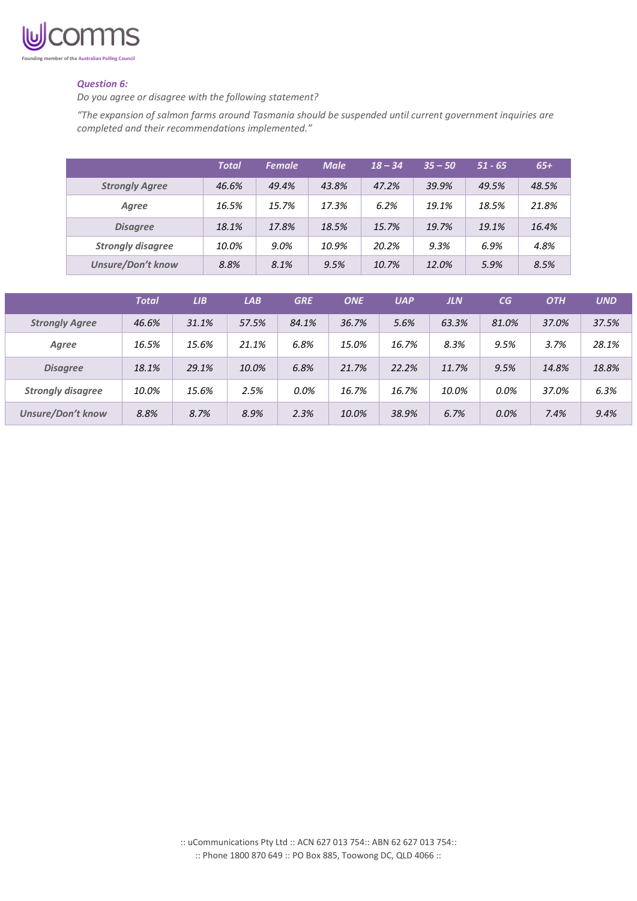### *Question 6:*

*Do you agree or disagree with the following statement?*

*"The expansion of salmon farms around Tasmania should be suspended until current government inquiries are completed and their recommendations implemented."*

| | *Total* | *Female* | *Male* | *18 – 34* | *35 – 50* | *51 - 65* | *65+* |
|---|---|---|---|---|---|---|---|
| *Strongly Agree* | *46.6%* | *49.4%* | *43.8%* | *47.2%* | *39.9%* | *49.5%* | *48.5%* |
| *Agree* | *16.5%* | *15.7%* | *17.3%* | *6.2%* | *19.1%* | *18.5%* | *21.8%* |
| *Disagree* | *18.1%* | *17.8%* | *18.5%* | *15.7%* | *19.7%* | *19.1%* | *16.4%* |
| *Strongly disagree* | *10.0%* | *9.0%* | *10.9%* | *20.2%* | *9.3%* | *6.9%* | *4.8%* |
| *Unsure/Don't know* | *8.8%* | *8.1%* | *9.5%* | *10.7%* | *12.0%* | *5.9%* | *8.5%* |

| | *Total* | *LIB* | *LAB* | *GRE* | *ONE* | *UAP* | *JLN* | *CG* | *OTH* | *UND* |
|---|---|---|---|---|---|---|---|---|---|---|
| *Strongly Agree* | *46.6%* | *31.1%* | *57.5%* | *84.1%* | *36.7%* | *5.6%* | *63.3%* | *81.0%* | *37.0%* | *37.5%* |
| *Agree* | *16.5%* | *15.6%* | *21.1%* | *6.8%* | *15.0%* | *16.7%* | *8.3%* | *9.5%* | *3.7%* | *28.1%* |
| *Disagree* | *18.1%* | *29.1%* | *10.0%* | *6.8%* | *21.7%* | *22.2%* | *11.7%* | *9.5%* | *14.8%* | *18.8%* |
| *Strongly disagree* | *10.0%* | *15.6%* | *2.5%* | *0.0%* | *16.7%* | *16.7%* | *10.0%* | *0.0%* | *37.0%* | *6.3%* |
| *Unsure/Don't know* | *8.8%* | *8.7%* | *8.9%* | *2.3%* | *10.0%* | *38.9%* | *6.7%* | *0.0%* | *7.4%* | *9.4%* |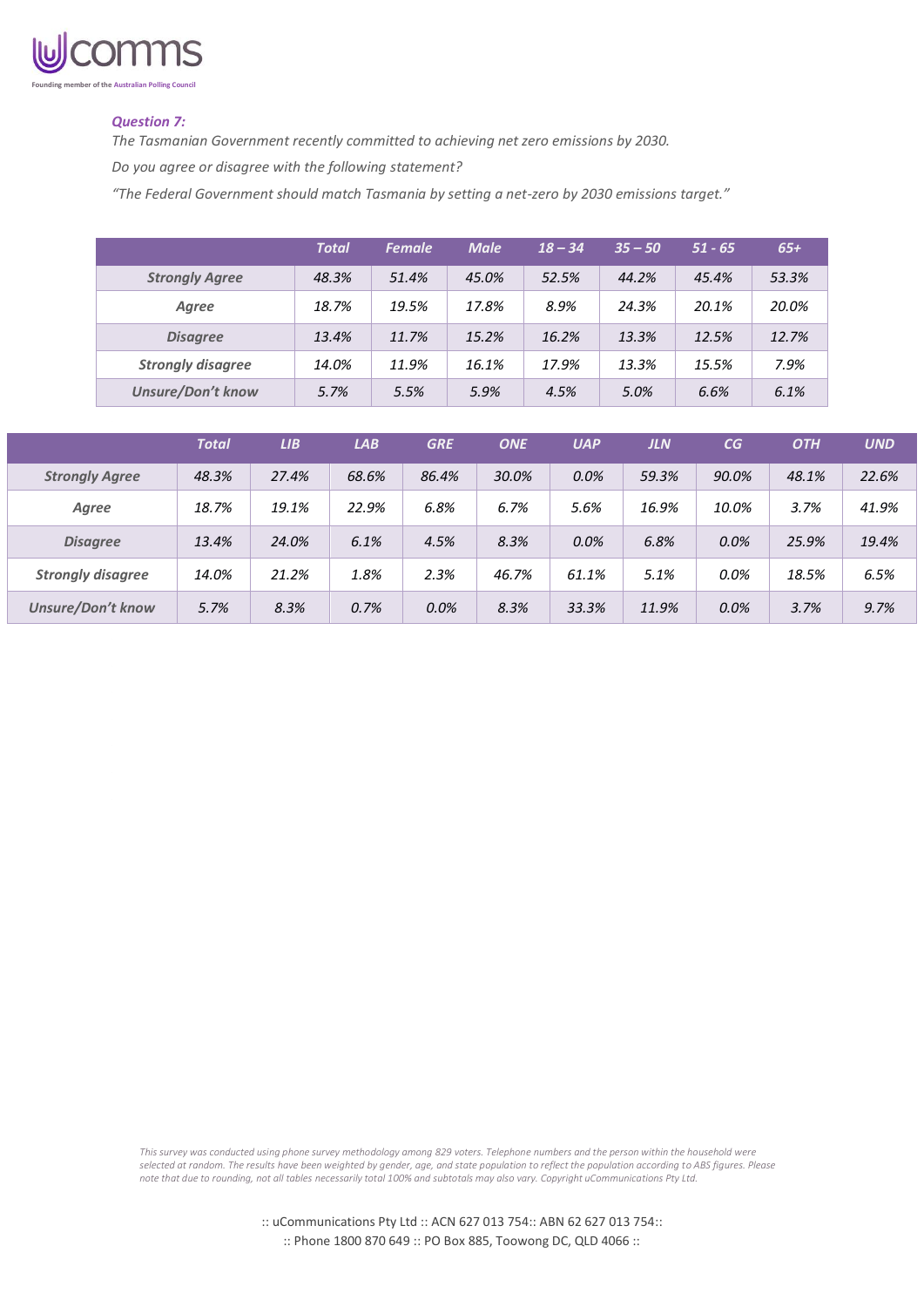***Question 7:***

*The Tasmanian Government recently committed to achieving net zero emissions by 2030.*

*Do you agree or disagree with the following statement?*

*"The Federal Government should match Tasmania by setting a net-zero by 2030 emissions target."*

| | Total | Female | Male | 18 – 34 | 35 – 50 | 51 - 65 | 65+ |
|---|---|---|---|---|---|---|---|
| Strongly Agree | 48.3% | 51.4% | 45.0% | 52.5% | 44.2% | 45.4% | 53.3% |
| Agree | 18.7% | 19.5% | 17.8% | 8.9% | 24.3% | 20.1% | 20.0% |
| Disagree | 13.4% | 11.7% | 15.2% | 16.2% | 13.3% | 12.5% | 12.7% |
| Strongly disagree | 14.0% | 11.9% | 16.1% | 17.9% | 13.3% | 15.5% | 7.9% |
| Unsure/Don't know | 5.7% | 5.5% | 5.9% | 4.5% | 5.0% | 6.6% | 6.1% |

| | Total | LIB | LAB | GRE | ONE | UAP | JLN | CG | OTH | UND |
|---|---|---|---|---|---|---|---|---|---|---|
| Strongly Agree | 48.3% | 27.4% | 68.6% | 86.4% | 30.0% | 0.0% | 59.3% | 90.0% | 48.1% | 22.6% |
| Agree | 18.7% | 19.1% | 22.9% | 6.8% | 6.7% | 5.6% | 16.9% | 10.0% | 3.7% | 41.9% |
| Disagree | 13.4% | 24.0% | 6.1% | 4.5% | 8.3% | 0.0% | 6.8% | 0.0% | 25.9% | 19.4% |
| Strongly disagree | 14.0% | 21.2% | 1.8% | 2.3% | 46.7% | 61.1% | 5.1% | 0.0% | 18.5% | 6.5% |
| Unsure/Don't know | 5.7% | 8.3% | 0.7% | 0.0% | 8.3% | 33.3% | 11.9% | 0.0% | 3.7% | 9.7% |

*This survey was conducted using phone survey methodology among 829 voters. Telephone numbers and the person within the household were selected at random. The results have been weighted by gender, age, and state population to reflect the population according to ABS figures. Please note that due to rounding, not all tables necessarily total 100% and subtotals may also vary. Copyright uCommunications Pty Ltd.*

:: uCommunications Pty Ltd :: ACN 627 013 754:: ABN 62 627 013 754::
:: Phone 1800 870 649 :: PO Box 885, Toowong DC, QLD 4066 ::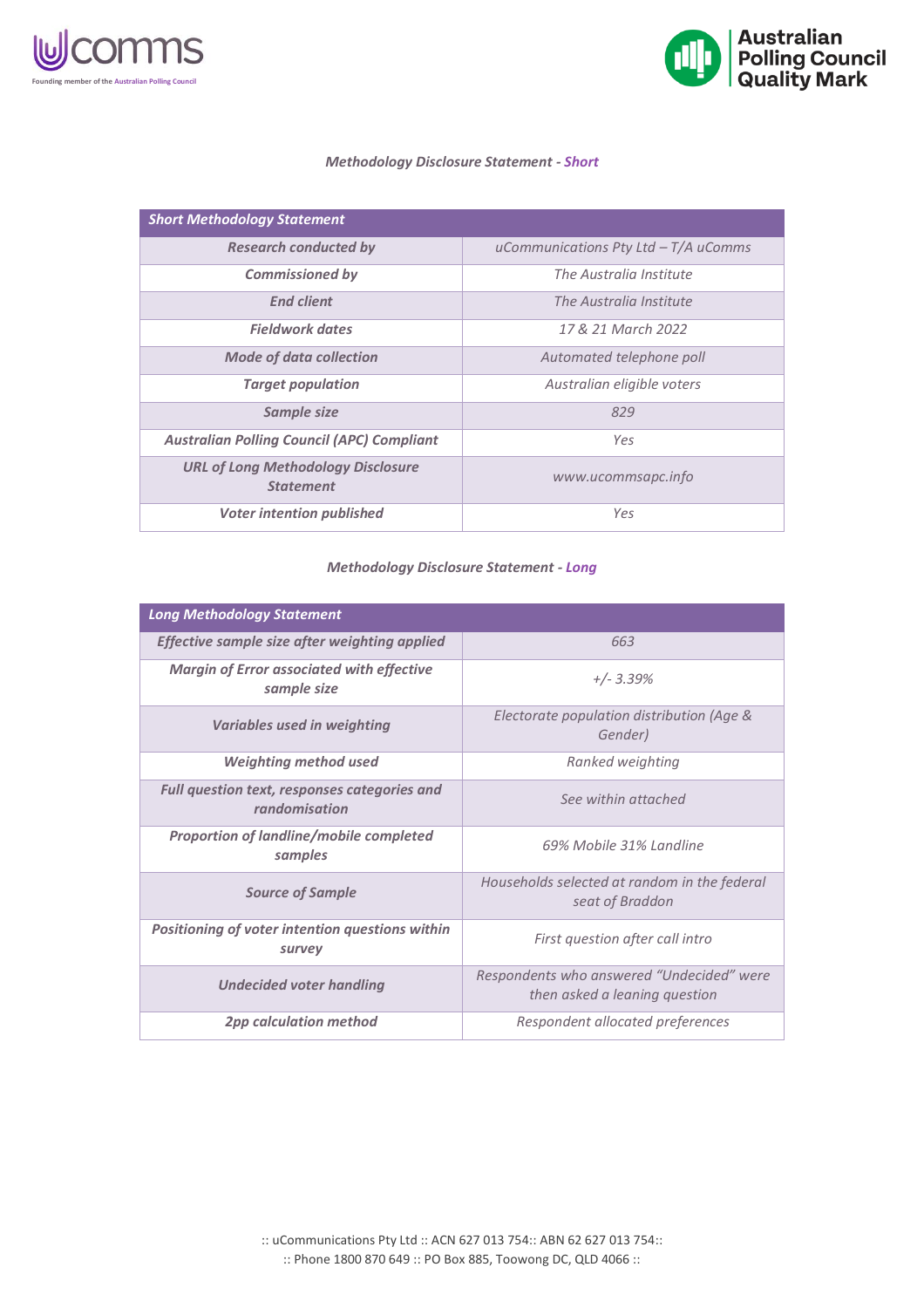*Methodology Disclosure Statement - Short*

| Short Methodology Statement | |
|---|---|
| Research conducted by | uCommunications Pty Ltd – T/A uComms |
| Commissioned by | The Australia Institute |
| End client | The Australia Institute |
| Fieldwork dates | 17 & 21 March 2022 |
| Mode of data collection | Automated telephone poll |
| Target population | Australian eligible voters |
| Sample size | 829 |
| Australian Polling Council (APC) Compliant | Yes |
| URL of Long Methodology Disclosure Statement | www.ucommsapc.info |
| Voter intention published | Yes |

*Methodology Disclosure Statement - Long*

| Long Methodology Statement | |
|---|---|
| Effective sample size after weighting applied | 663 |
| Margin of Error associated with effective sample size | +/- 3.39% |
| Variables used in weighting | Electorate population distribution (Age & Gender) |
| Weighting method used | Ranked weighting |
| Full question text, responses categories and randomisation | See within attached |
| Proportion of landline/mobile completed samples | 69% Mobile 31% Landline |
| Source of Sample | Households selected at random in the federal seat of Braddon |
| Positioning of voter intention questions within survey | First question after call intro |
| Undecided voter handling | Respondents who answered "Undecided" were then asked a leaning question |
| 2pp calculation method | Respondent allocated preferences |

:: uCommunications Pty Ltd :: ACN 627 013 754:: ABN 62 627 013 754::
:: Phone 1800 870 649 :: PO Box 885, Toowong DC, QLD 4066 ::